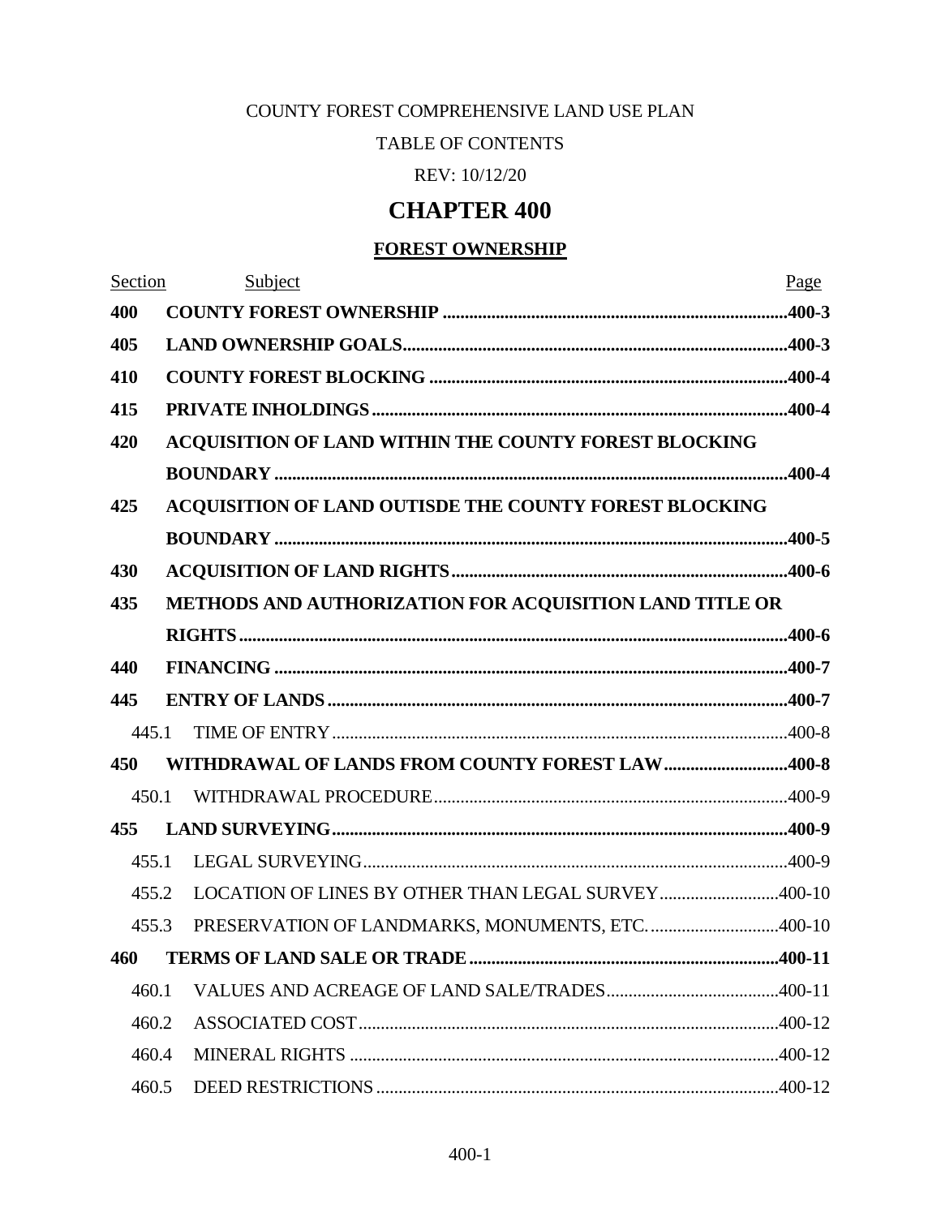COUNTY FOREST COMPREHENSIVE LAND USE PLAN

TABLE OF CONTENTS

REV: 10/12/20

# CHAPTER 400

## FOREST OWNERSHIP

| Section | Subject | Page |
|---|---|---|
| **400** | **COUNTY FOREST OWNERSHIP** | **400-3** |
| **405** | **LAND OWNERSHIP GOALS** | **400-3** |
| **410** | **COUNTY FOREST BLOCKING** | **400-4** |
| **415** | **PRIVATE INHOLDINGS** | **400-4** |
| **420** | **ACQUISITION OF LAND WITHIN THE COUNTY FOREST BLOCKING BOUNDARY** | **400-4** |
| **425** | **ACQUISITION OF LAND OUTISDE THE COUNTY FOREST BLOCKING BOUNDARY** | **400-5** |
| **430** | **ACQUISITION OF LAND RIGHTS** | **400-6** |
| **435** | **METHODS AND AUTHORIZATION FOR ACQUISITION LAND TITLE OR RIGHTS** | **400-6** |
| **440** | **FINANCING** | **400-7** |
| **445** | **ENTRY OF LANDS** | **400-7** |
| 445.1 | TIME OF ENTRY | 400-8 |
| **450** | **WITHDRAWAL OF LANDS FROM COUNTY FOREST LAW** | **400-8** |
| 450.1 | WITHDRAWAL PROCEDURE | 400-9 |
| **455** | **LAND SURVEYING** | **400-9** |
| 455.1 | LEGAL SURVEYING | 400-9 |
| 455.2 | LOCATION OF LINES BY OTHER THAN LEGAL SURVEY | 400-10 |
| 455.3 | PRESERVATION OF LANDMARKS, MONUMENTS, ETC. | 400-10 |
| **460** | **TERMS OF LAND SALE OR TRADE** | **400-11** |
| 460.1 | VALUES AND ACREAGE OF LAND SALE/TRADES | 400-11 |
| 460.2 | ASSOCIATED COST | 400-12 |
| 460.4 | MINERAL RIGHTS | 400-12 |
| 460.5 | DEED RESTRICTIONS | 400-12 |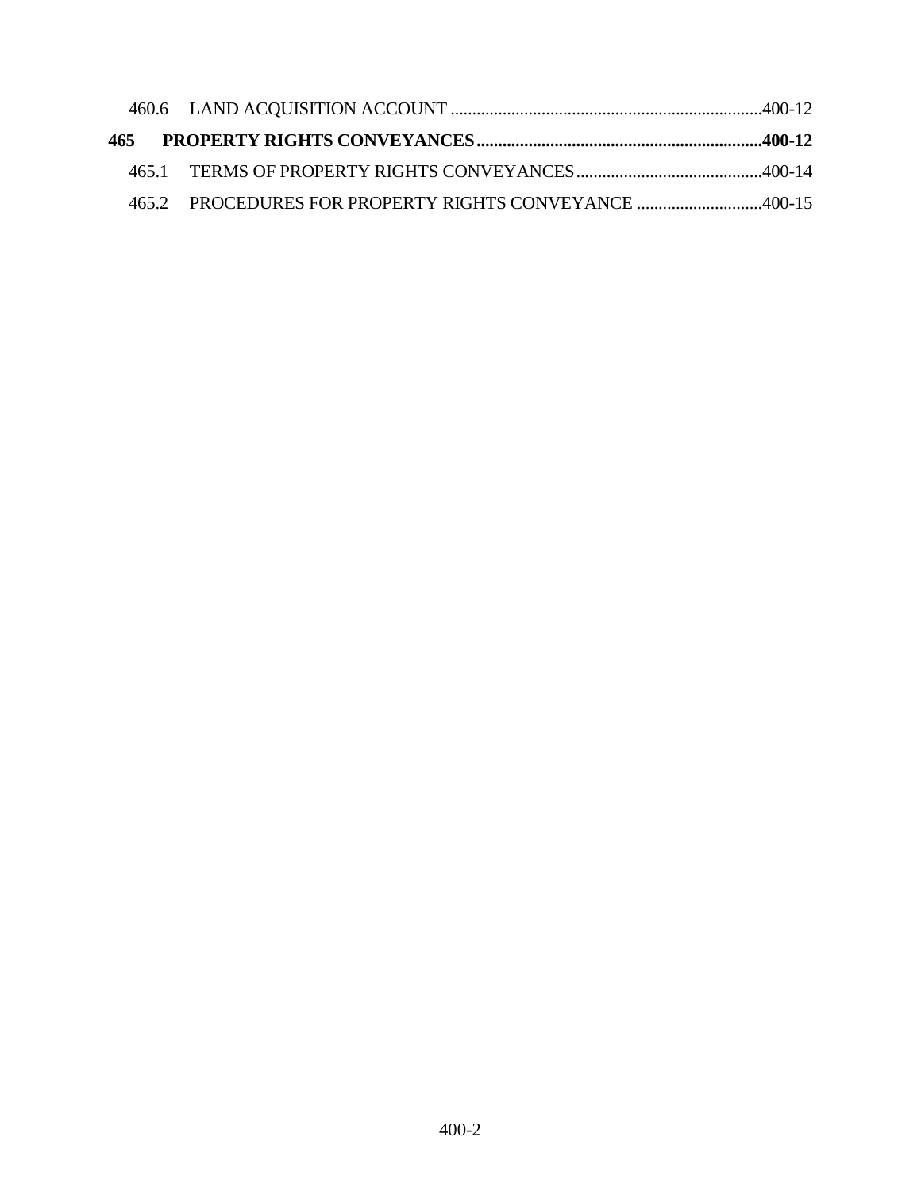460.6 LAND ACQUISITION ACCOUNT ........................................................................400-12

**465 PROPERTY RIGHTS CONVEYANCES.................................................................400-12**

465.1 TERMS OF PROPERTY RIGHTS CONVEYANCES...........................................400-14

465.2 PROCEDURES FOR PROPERTY RIGHTS CONVEYANCE ............................400-15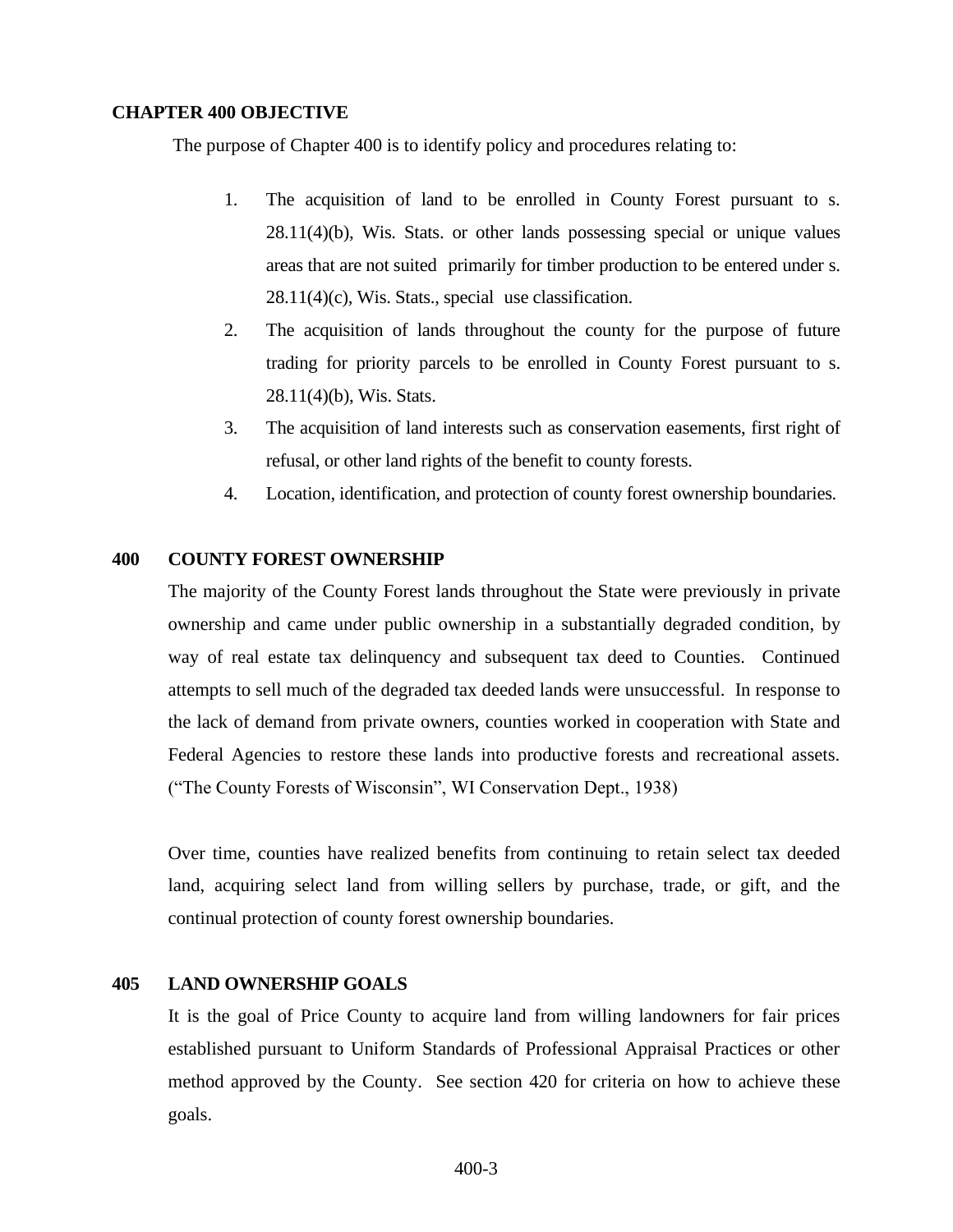## CHAPTER 400 OBJECTIVE

The purpose of Chapter 400 is to identify policy and procedures relating to:

1. The acquisition of land to be enrolled in County Forest pursuant to s. 28.11(4)(b), Wis. Stats. or other lands possessing special or unique values areas that are not suited primarily for timber production to be entered under s. 28.11(4)(c), Wis. Stats., special use classification.
2. The acquisition of lands throughout the county for the purpose of future trading for priority parcels to be enrolled in County Forest pursuant to s. 28.11(4)(b), Wis. Stats.
3. The acquisition of land interests such as conservation easements, first right of refusal, or other land rights of the benefit to county forests.
4. Location, identification, and protection of county forest ownership boundaries.

## 400 COUNTY FOREST OWNERSHIP

The majority of the County Forest lands throughout the State were previously in private ownership and came under public ownership in a substantially degraded condition, by way of real estate tax delinquency and subsequent tax deed to Counties. Continued attempts to sell much of the degraded tax deeded lands were unsuccessful. In response to the lack of demand from private owners, counties worked in cooperation with State and Federal Agencies to restore these lands into productive forests and recreational assets. ("The County Forests of Wisconsin", WI Conservation Dept., 1938)

Over time, counties have realized benefits from continuing to retain select tax deeded land, acquiring select land from willing sellers by purchase, trade, or gift, and the continual protection of county forest ownership boundaries.

## 405 LAND OWNERSHIP GOALS

It is the goal of Price County to acquire land from willing landowners for fair prices established pursuant to Uniform Standards of Professional Appraisal Practices or other method approved by the County. See section 420 for criteria on how to achieve these goals.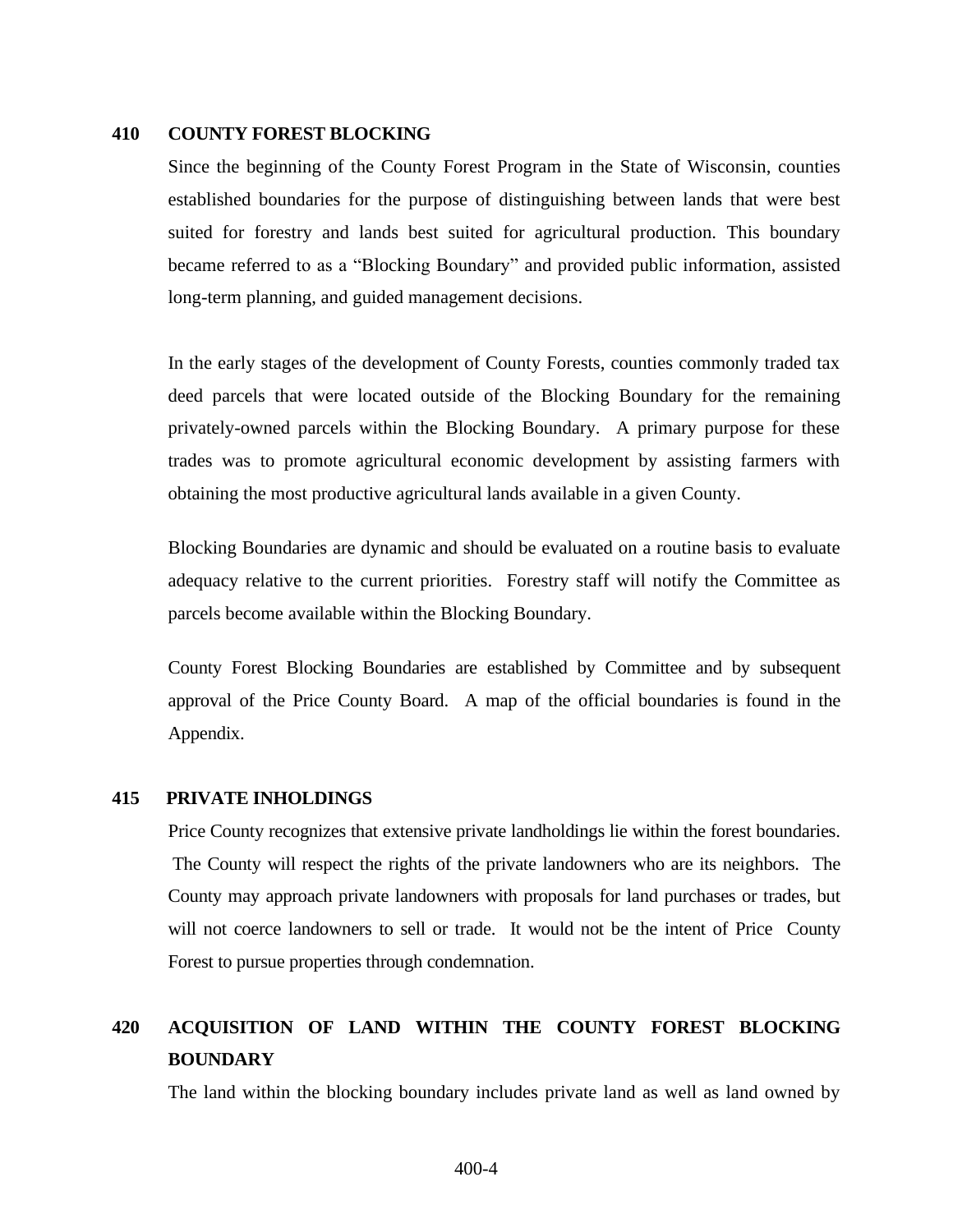## 410 COUNTY FOREST BLOCKING

Since the beginning of the County Forest Program in the State of Wisconsin, counties established boundaries for the purpose of distinguishing between lands that were best suited for forestry and lands best suited for agricultural production. This boundary became referred to as a "Blocking Boundary" and provided public information, assisted long-term planning, and guided management decisions.

In the early stages of the development of County Forests, counties commonly traded tax deed parcels that were located outside of the Blocking Boundary for the remaining privately-owned parcels within the Blocking Boundary. A primary purpose for these trades was to promote agricultural economic development by assisting farmers with obtaining the most productive agricultural lands available in a given County.

Blocking Boundaries are dynamic and should be evaluated on a routine basis to evaluate adequacy relative to the current priorities. Forestry staff will notify the Committee as parcels become available within the Blocking Boundary.

County Forest Blocking Boundaries are established by Committee and by subsequent approval of the Price County Board. A map of the official boundaries is found in the Appendix.

## 415 PRIVATE INHOLDINGS

Price County recognizes that extensive private landholdings lie within the forest boundaries. The County will respect the rights of the private landowners who are its neighbors. The County may approach private landowners with proposals for land purchases or trades, but will not coerce landowners to sell or trade. It would not be the intent of Price County Forest to pursue properties through condemnation.

## 420 ACQUISITION OF LAND WITHIN THE COUNTY FOREST BLOCKING BOUNDARY

The land within the blocking boundary includes private land as well as land owned by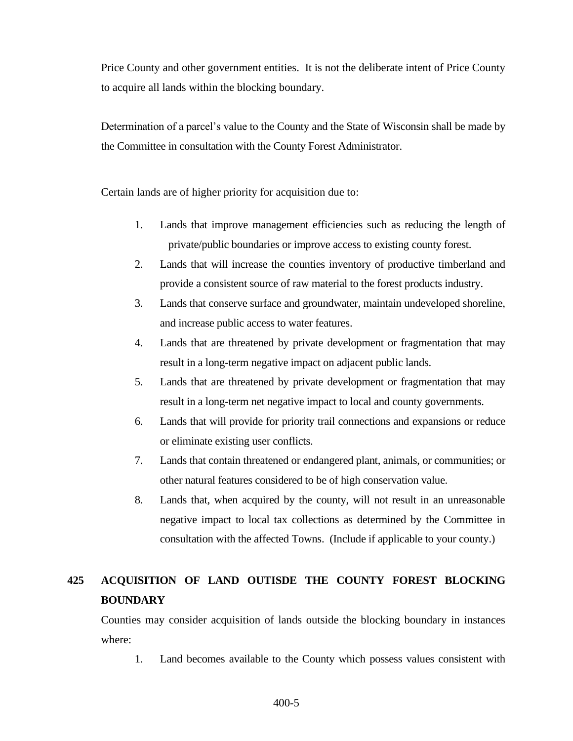Price County and other government entities. It is not the deliberate intent of Price County to acquire all lands within the blocking boundary.

Determination of a parcel's value to the County and the State of Wisconsin shall be made by the Committee in consultation with the County Forest Administrator.

Certain lands are of higher priority for acquisition due to:

1. Lands that improve management efficiencies such as reducing the length of private/public boundaries or improve access to existing county forest.
2. Lands that will increase the counties inventory of productive timberland and provide a consistent source of raw material to the forest products industry.
3. Lands that conserve surface and groundwater, maintain undeveloped shoreline, and increase public access to water features.
4. Lands that are threatened by private development or fragmentation that may result in a long-term negative impact on adjacent public lands.
5. Lands that are threatened by private development or fragmentation that may result in a long-term net negative impact to local and county governments.
6. Lands that will provide for priority trail connections and expansions or reduce or eliminate existing user conflicts.
7. Lands that contain threatened or endangered plant, animals, or communities; or other natural features considered to be of high conservation value.
8. Lands that, when acquired by the county, will not result in an unreasonable negative impact to local tax collections as determined by the Committee in consultation with the affected Towns. (Include if applicable to your county.)

## 425 ACQUISITION OF LAND OUTISDE THE COUNTY FOREST BLOCKING BOUNDARY

Counties may consider acquisition of lands outside the blocking boundary in instances where:

1. Land becomes available to the County which possess values consistent with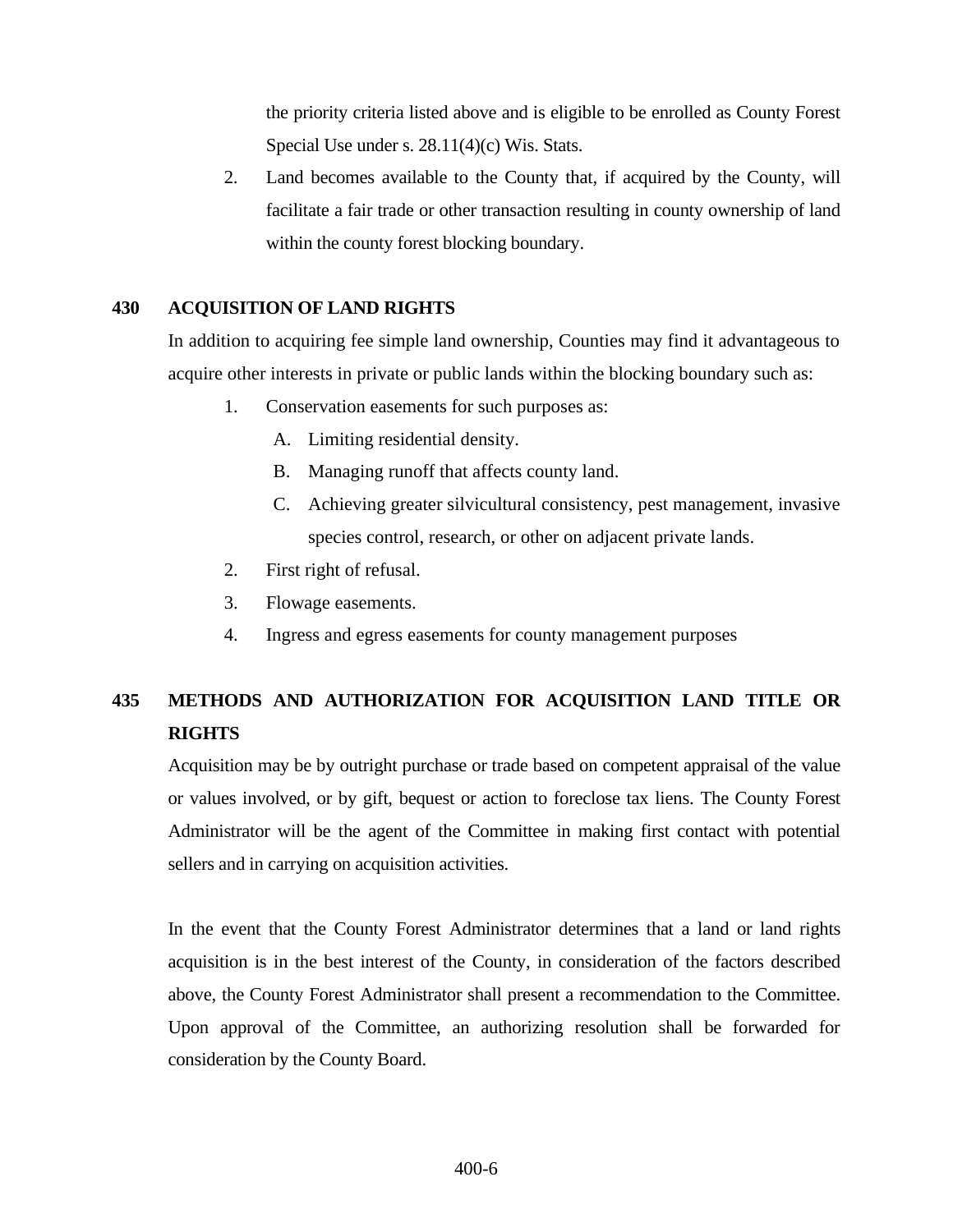the priority criteria listed above and is eligible to be enrolled as County Forest Special Use under s. 28.11(4)(c) Wis. Stats.

2. Land becomes available to the County that, if acquired by the County, will facilitate a fair trade or other transaction resulting in county ownership of land within the county forest blocking boundary.

## 430 ACQUISITION OF LAND RIGHTS

In addition to acquiring fee simple land ownership, Counties may find it advantageous to acquire other interests in private or public lands within the blocking boundary such as:

1. Conservation easements for such purposes as:
   - A. Limiting residential density.
   - B. Managing runoff that affects county land.
   - C. Achieving greater silvicultural consistency, pest management, invasive species control, research, or other on adjacent private lands.
2. First right of refusal.
3. Flowage easements.
4. Ingress and egress easements for county management purposes

## 435 METHODS AND AUTHORIZATION FOR ACQUISITION LAND TITLE OR RIGHTS

Acquisition may be by outright purchase or trade based on competent appraisal of the value or values involved, or by gift, bequest or action to foreclose tax liens. The County Forest Administrator will be the agent of the Committee in making first contact with potential sellers and in carrying on acquisition activities.

In the event that the County Forest Administrator determines that a land or land rights acquisition is in the best interest of the County, in consideration of the factors described above, the County Forest Administrator shall present a recommendation to the Committee. Upon approval of the Committee, an authorizing resolution shall be forwarded for consideration by the County Board.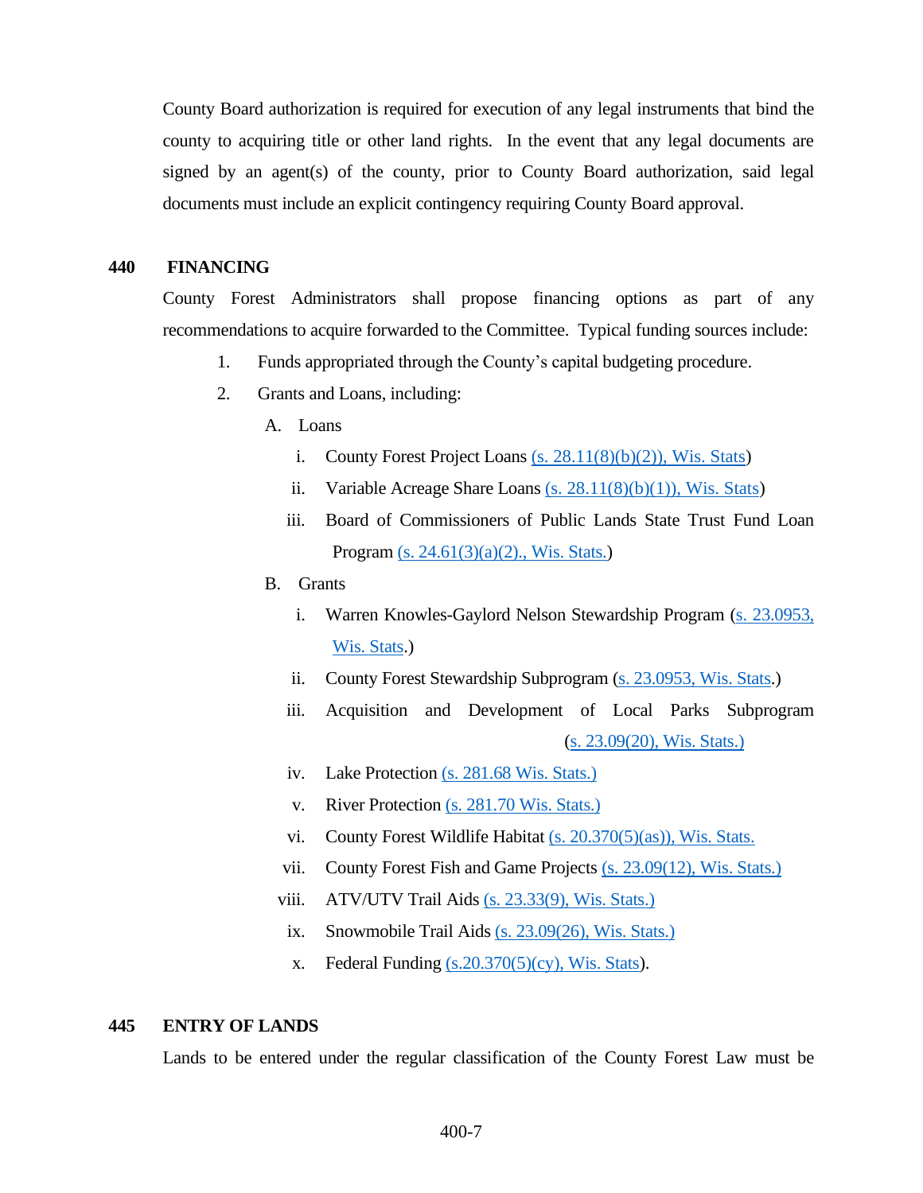County Board authorization is required for execution of any legal instruments that bind the county to acquiring title or other land rights. In the event that any legal documents are signed by an agent(s) of the county, prior to County Board authorization, said legal documents must include an explicit contingency requiring County Board approval.

## 440 FINANCING

County Forest Administrators shall propose financing options as part of any recommendations to acquire forwarded to the Committee. Typical funding sources include:

1. Funds appropriated through the County's capital budgeting procedure.
2. Grants and Loans, including:
   - A. Loans
     - i. County Forest Project Loans (s. 28.11(8)(b)(2)), Wis. Stats)
     - ii. Variable Acreage Share Loans (s. 28.11(8)(b)(1)), Wis. Stats)
     - iii. Board of Commissioners of Public Lands State Trust Fund Loan Program (s. 24.61(3)(a)(2)., Wis. Stats.)
   - B. Grants
     - i. Warren Knowles-Gaylord Nelson Stewardship Program (s. 23.0953, Wis. Stats.)
     - ii. County Forest Stewardship Subprogram (s. 23.0953, Wis. Stats.)
     - iii. Acquisition and Development of Local Parks Subprogram (s. 23.09(20), Wis. Stats.)
     - iv. Lake Protection (s. 281.68 Wis. Stats.)
     - v. River Protection (s. 281.70 Wis. Stats.)
     - vi. County Forest Wildlife Habitat (s. 20.370(5)(as)), Wis. Stats.
     - vii. County Forest Fish and Game Projects (s. 23.09(12), Wis. Stats.)
     - viii. ATV/UTV Trail Aids (s. 23.33(9), Wis. Stats.)
     - ix. Snowmobile Trail Aids (s. 23.09(26), Wis. Stats.)
     - x. Federal Funding (s.20.370(5)(cy), Wis. Stats).

## 445 ENTRY OF LANDS

Lands to be entered under the regular classification of the County Forest Law must be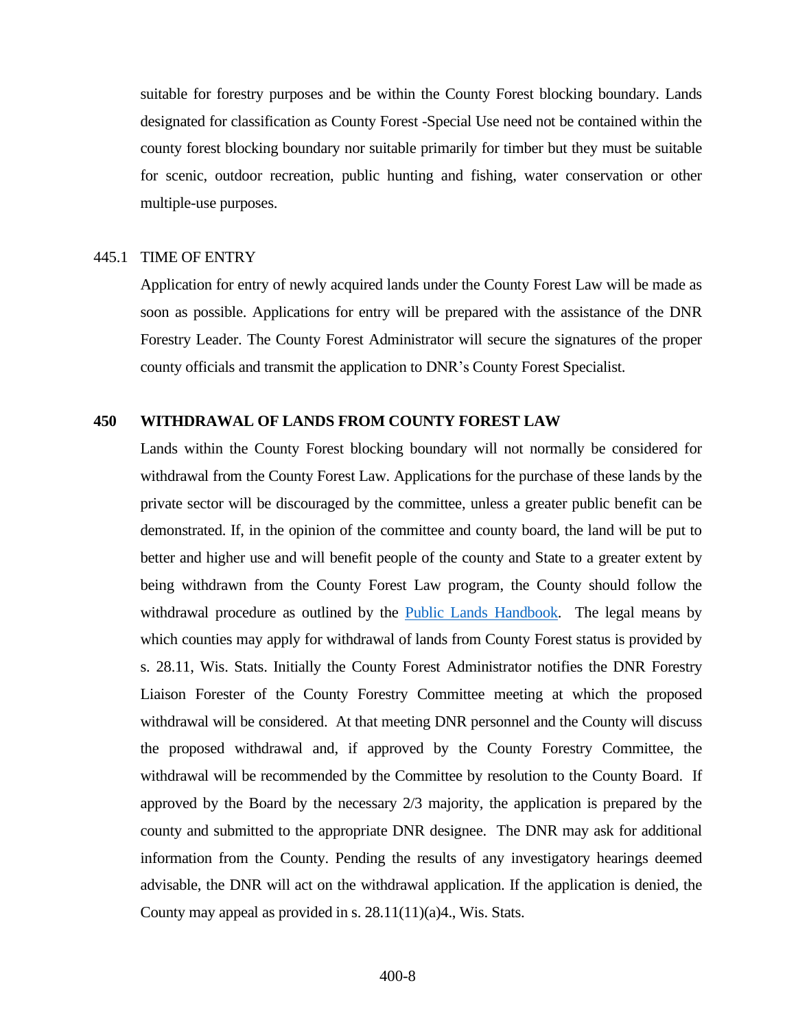suitable for forestry purposes and be within the County Forest blocking boundary. Lands designated for classification as County Forest -Special Use need not be contained within the county forest blocking boundary nor suitable primarily for timber but they must be suitable for scenic, outdoor recreation, public hunting and fishing, water conservation or other multiple-use purposes.

### 445.1 TIME OF ENTRY

Application for entry of newly acquired lands under the County Forest Law will be made as soon as possible. Applications for entry will be prepared with the assistance of the DNR Forestry Leader. The County Forest Administrator will secure the signatures of the proper county officials and transmit the application to DNR's County Forest Specialist.

## 450 WITHDRAWAL OF LANDS FROM COUNTY FOREST LAW

Lands within the County Forest blocking boundary will not normally be considered for withdrawal from the County Forest Law. Applications for the purchase of these lands by the private sector will be discouraged by the committee, unless a greater public benefit can be demonstrated. If, in the opinion of the committee and county board, the land will be put to better and higher use and will benefit people of the county and State to a greater extent by being withdrawn from the County Forest Law program, the County should follow the withdrawal procedure as outlined by the Public Lands Handbook. The legal means by which counties may apply for withdrawal of lands from County Forest status is provided by s. 28.11, Wis. Stats. Initially the County Forest Administrator notifies the DNR Forestry Liaison Forester of the County Forestry Committee meeting at which the proposed withdrawal will be considered. At that meeting DNR personnel and the County will discuss the proposed withdrawal and, if approved by the County Forestry Committee, the withdrawal will be recommended by the Committee by resolution to the County Board. If approved by the Board by the necessary 2/3 majority, the application is prepared by the county and submitted to the appropriate DNR designee. The DNR may ask for additional information from the County. Pending the results of any investigatory hearings deemed advisable, the DNR will act on the withdrawal application. If the application is denied, the County may appeal as provided in s. 28.11(11)(a)4., Wis. Stats.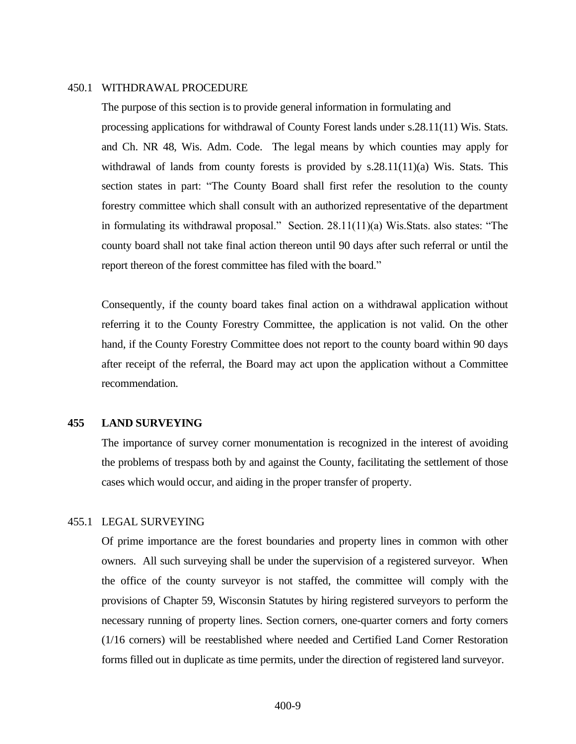450.1 WITHDRAWAL PROCEDURE

The purpose of this section is to provide general information in formulating and processing applications for withdrawal of County Forest lands under s.28.11(11) Wis. Stats. and Ch. NR 48, Wis. Adm. Code. The legal means by which counties may apply for withdrawal of lands from county forests is provided by s.28.11(11)(a) Wis. Stats. This section states in part: "The County Board shall first refer the resolution to the county forestry committee which shall consult with an authorized representative of the department in formulating its withdrawal proposal." Section. 28.11(11)(a) Wis.Stats. also states: "The county board shall not take final action thereon until 90 days after such referral or until the report thereon of the forest committee has filed with the board."

Consequently, if the county board takes final action on a withdrawal application without referring it to the County Forestry Committee, the application is not valid. On the other hand, if the County Forestry Committee does not report to the county board within 90 days after receipt of the referral, the Board may act upon the application without a Committee recommendation.

## 455 LAND SURVEYING

The importance of survey corner monumentation is recognized in the interest of avoiding the problems of trespass both by and against the County, facilitating the settlement of those cases which would occur, and aiding in the proper transfer of property.

455.1 LEGAL SURVEYING

Of prime importance are the forest boundaries and property lines in common with other owners. All such surveying shall be under the supervision of a registered surveyor. When the office of the county surveyor is not staffed, the committee will comply with the provisions of Chapter 59, Wisconsin Statutes by hiring registered surveyors to perform the necessary running of property lines. Section corners, one-quarter corners and forty corners (1/16 corners) will be reestablished where needed and Certified Land Corner Restoration forms filled out in duplicate as time permits, under the direction of registered land surveyor.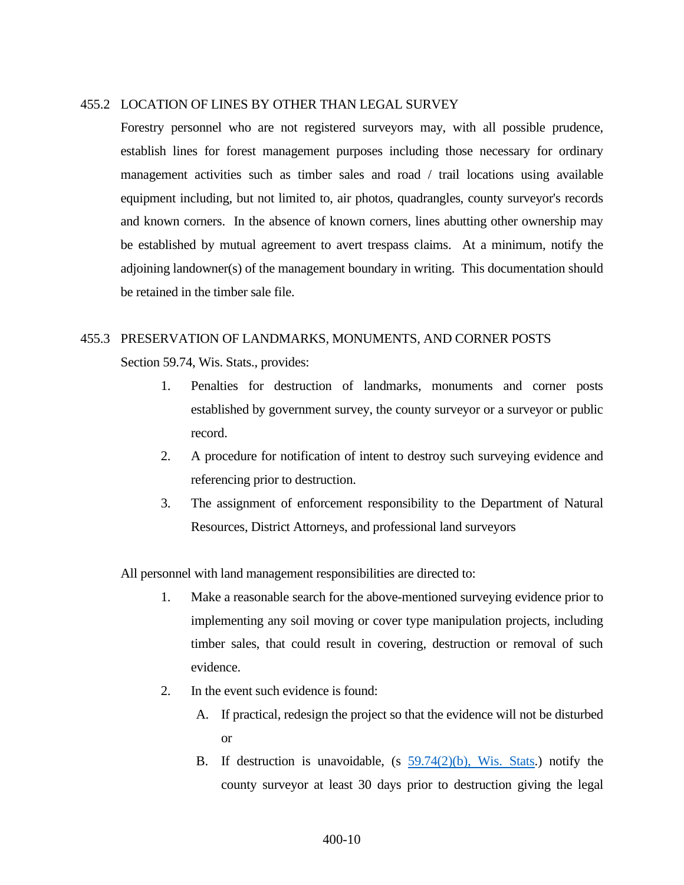## 455.2 LOCATION OF LINES BY OTHER THAN LEGAL SURVEY

Forestry personnel who are not registered surveyors may, with all possible prudence, establish lines for forest management purposes including those necessary for ordinary management activities such as timber sales and road / trail locations using available equipment including, but not limited to, air photos, quadrangles, county surveyor's records and known corners. In the absence of known corners, lines abutting other ownership may be established by mutual agreement to avert trespass claims. At a minimum, notify the adjoining landowner(s) of the management boundary in writing. This documentation should be retained in the timber sale file.

## 455.3 PRESERVATION OF LANDMARKS, MONUMENTS, AND CORNER POSTS

Section 59.74, Wis. Stats., provides:

1. Penalties for destruction of landmarks, monuments and corner posts established by government survey, the county surveyor or a surveyor or public record.
2. A procedure for notification of intent to destroy such surveying evidence and referencing prior to destruction.
3. The assignment of enforcement responsibility to the Department of Natural Resources, District Attorneys, and professional land surveyors

All personnel with land management responsibilities are directed to:

1. Make a reasonable search for the above-mentioned surveying evidence prior to implementing any soil moving or cover type manipulation projects, including timber sales, that could result in covering, destruction or removal of such evidence.
2. In the event such evidence is found:
   - A. If practical, redesign the project so that the evidence will not be disturbed or
   - B. If destruction is unavoidable, (s [59.74(2)(b), Wis. Stats](59.74(2)(b), Wis. Stats).) notify the county surveyor at least 30 days prior to destruction giving the legal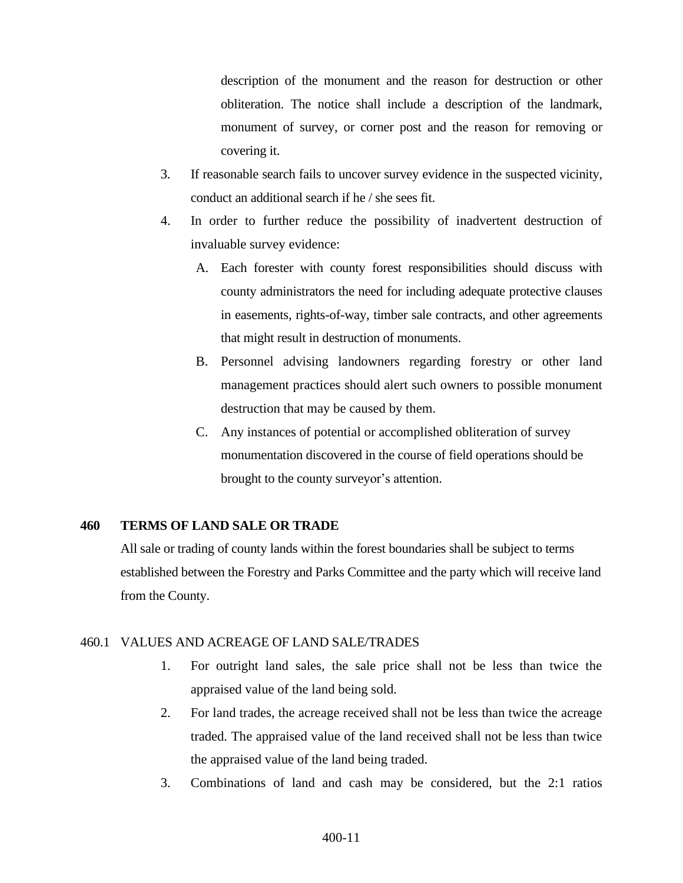description of the monument and the reason for destruction or other obliteration. The notice shall include a description of the landmark, monument of survey, or corner post and the reason for removing or covering it.

3. If reasonable search fails to uncover survey evidence in the suspected vicinity, conduct an additional search if he / she sees fit.
4. In order to further reduce the possibility of inadvertent destruction of invaluable survey evidence:
   A. Each forester with county forest responsibilities should discuss with county administrators the need for including adequate protective clauses in easements, rights-of-way, timber sale contracts, and other agreements that might result in destruction of monuments.
   B. Personnel advising landowners regarding forestry or other land management practices should alert such owners to possible monument destruction that may be caused by them.
   C. Any instances of potential or accomplished obliteration of survey monumentation discovered in the course of field operations should be brought to the county surveyor's attention.

## 460 TERMS OF LAND SALE OR TRADE

All sale or trading of county lands within the forest boundaries shall be subject to terms established between the Forestry and Parks Committee and the party which will receive land from the County.

### 460.1 VALUES AND ACREAGE OF LAND SALE/TRADES

1. For outright land sales, the sale price shall not be less than twice the appraised value of the land being sold.
2. For land trades, the acreage received shall not be less than twice the acreage traded. The appraised value of the land received shall not be less than twice the appraised value of the land being traded.
3. Combinations of land and cash may be considered, but the 2:1 ratios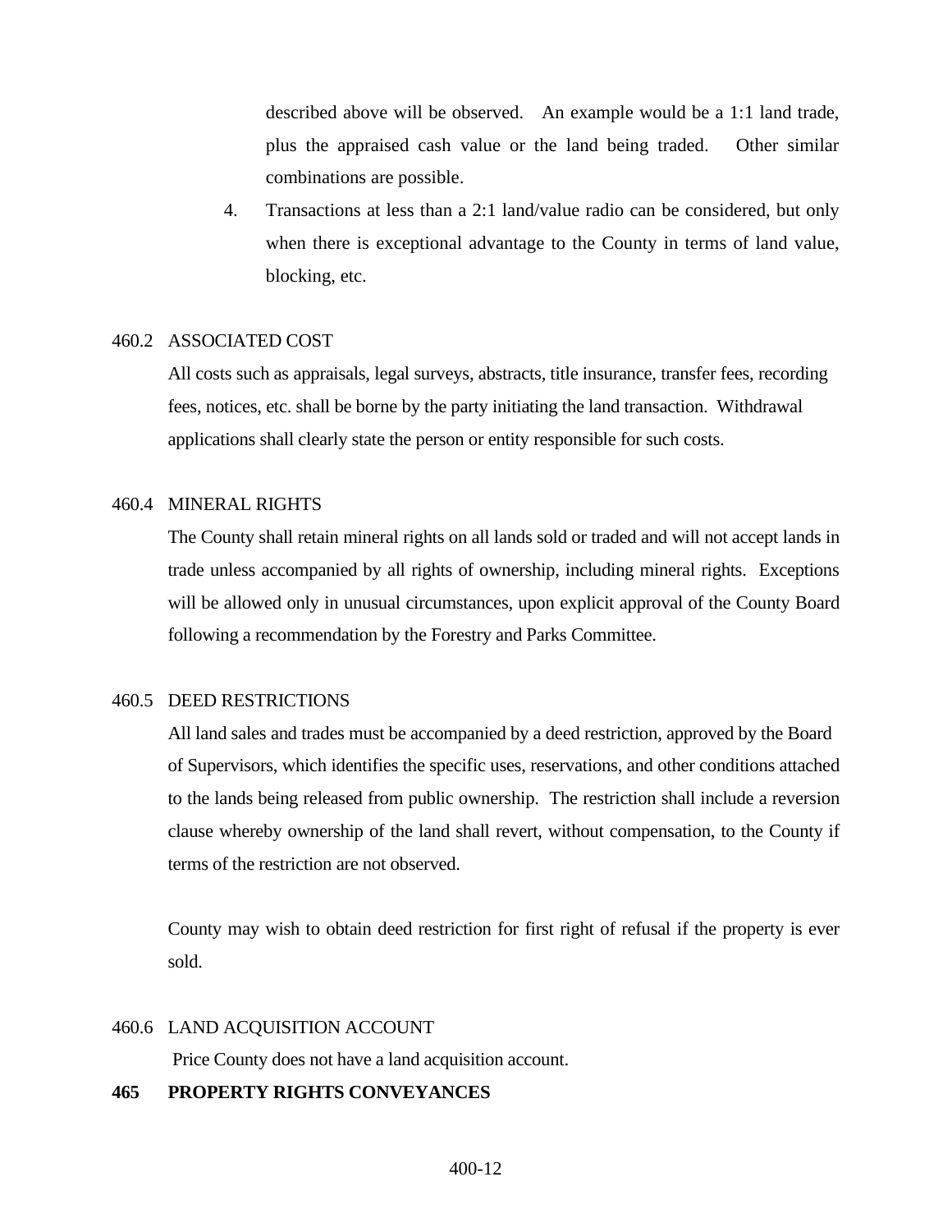described above will be observed. An example would be a 1:1 land trade, plus the appraised cash value or the land being traded. Other similar combinations are possible.

4. Transactions at less than a 2:1 land/value radio can be considered, but only when there is exceptional advantage to the County in terms of land value, blocking, etc.

460.2 ASSOCIATED COST

All costs such as appraisals, legal surveys, abstracts, title insurance, transfer fees, recording fees, notices, etc. shall be borne by the party initiating the land transaction. Withdrawal applications shall clearly state the person or entity responsible for such costs.

460.4 MINERAL RIGHTS

The County shall retain mineral rights on all lands sold or traded and will not accept lands in trade unless accompanied by all rights of ownership, including mineral rights. Exceptions will be allowed only in unusual circumstances, upon explicit approval of the County Board following a recommendation by the Forestry and Parks Committee.

460.5 DEED RESTRICTIONS

All land sales and trades must be accompanied by a deed restriction, approved by the Board of Supervisors, which identifies the specific uses, reservations, and other conditions attached to the lands being released from public ownership. The restriction shall include a reversion clause whereby ownership of the land shall revert, without compensation, to the County if terms of the restriction are not observed.

County may wish to obtain deed restriction for first right of refusal if the property is ever sold.

460.6 LAND ACQUISITION ACCOUNT

Price County does not have a land acquisition account.

**465 PROPERTY RIGHTS CONVEYANCES**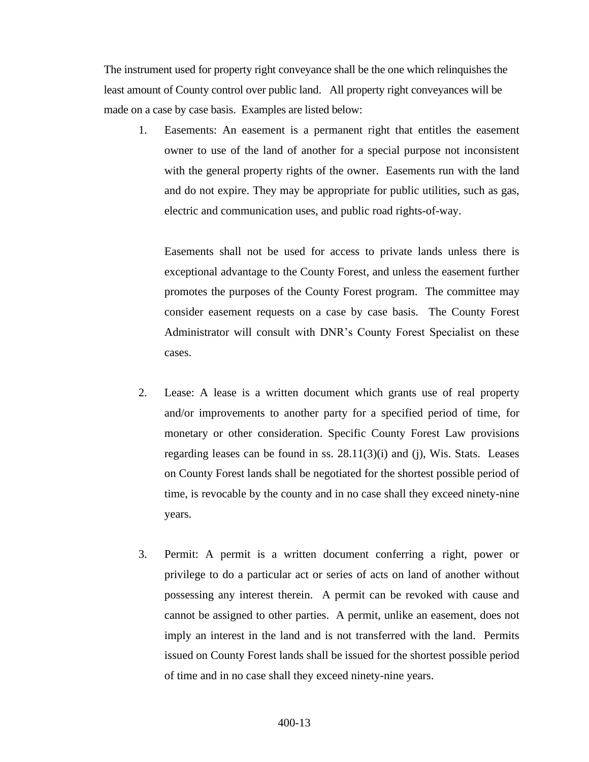The instrument used for property right conveyance shall be the one which relinquishes the least amount of County control over public land. All property right conveyances will be made on a case by case basis. Examples are listed below:

1. Easements: An easement is a permanent right that entitles the easement owner to use of the land of another for a special purpose not inconsistent with the general property rights of the owner. Easements run with the land and do not expire. They may be appropriate for public utilities, such as gas, electric and communication uses, and public road rights-of-way.

   Easements shall not be used for access to private lands unless there is exceptional advantage to the County Forest, and unless the easement further promotes the purposes of the County Forest program. The committee may consider easement requests on a case by case basis. The County Forest Administrator will consult with DNR's County Forest Specialist on these cases.

2. Lease: A lease is a written document which grants use of real property and/or improvements to another party for a specified period of time, for monetary or other consideration. Specific County Forest Law provisions regarding leases can be found in ss. 28.11(3)(i) and (j), Wis. Stats. Leases on County Forest lands shall be negotiated for the shortest possible period of time, is revocable by the county and in no case shall they exceed ninety-nine years.

3. Permit: A permit is a written document conferring a right, power or privilege to do a particular act or series of acts on land of another without possessing any interest therein. A permit can be revoked with cause and cannot be assigned to other parties. A permit, unlike an easement, does not imply an interest in the land and is not transferred with the land. Permits issued on County Forest lands shall be issued for the shortest possible period of time and in no case shall they exceed ninety-nine years.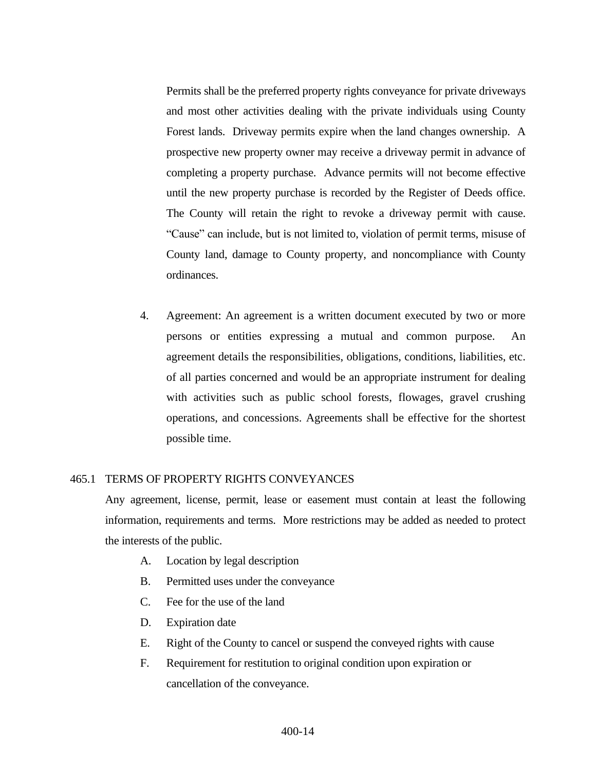Permits shall be the preferred property rights conveyance for private driveways and most other activities dealing with the private individuals using County Forest lands. Driveway permits expire when the land changes ownership. A prospective new property owner may receive a driveway permit in advance of completing a property purchase. Advance permits will not become effective until the new property purchase is recorded by the Register of Deeds office. The County will retain the right to revoke a driveway permit with cause. "Cause" can include, but is not limited to, violation of permit terms, misuse of County land, damage to County property, and noncompliance with County ordinances.

4. Agreement: An agreement is a written document executed by two or more persons or entities expressing a mutual and common purpose. An agreement details the responsibilities, obligations, conditions, liabilities, etc. of all parties concerned and would be an appropriate instrument for dealing with activities such as public school forests, flowages, gravel crushing operations, and concessions. Agreements shall be effective for the shortest possible time.

## 465.1 TERMS OF PROPERTY RIGHTS CONVEYANCES

Any agreement, license, permit, lease or easement must contain at least the following information, requirements and terms. More restrictions may be added as needed to protect the interests of the public.

A. Location by legal description

B. Permitted uses under the conveyance

C. Fee for the use of the land

D. Expiration date

E. Right of the County to cancel or suspend the conveyed rights with cause

F. Requirement for restitution to original condition upon expiration or cancellation of the conveyance.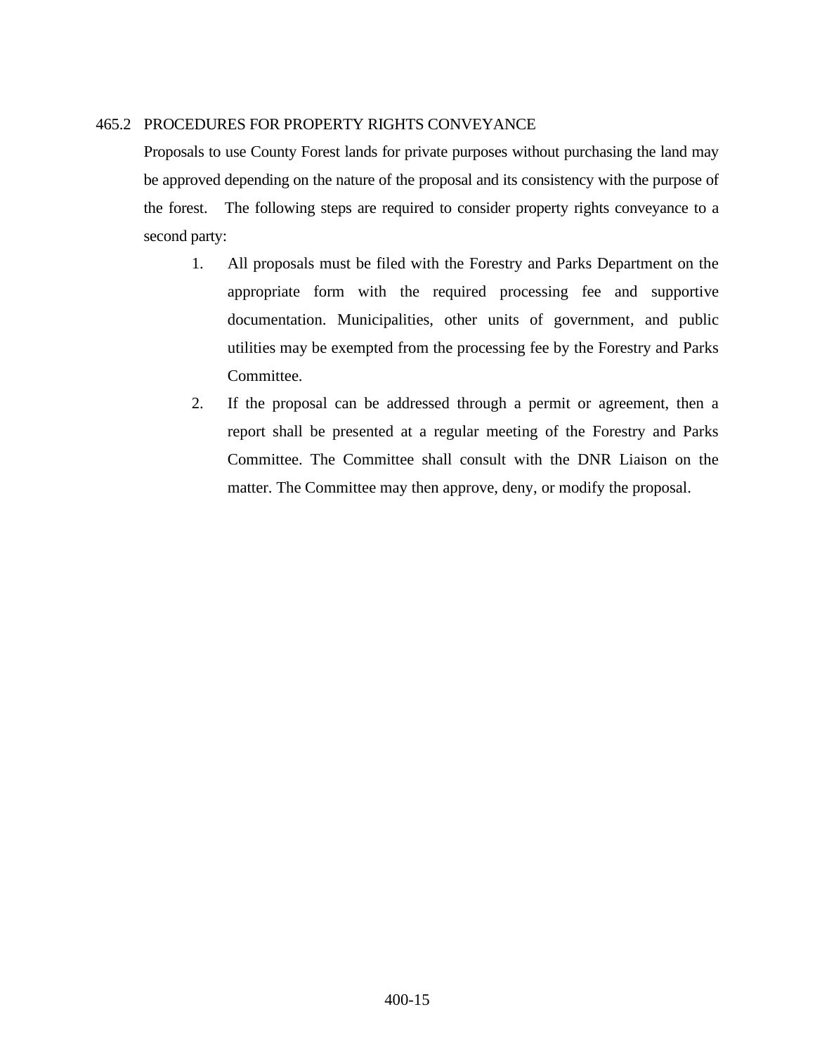## 465.2 PROCEDURES FOR PROPERTY RIGHTS CONVEYANCE

Proposals to use County Forest lands for private purposes without purchasing the land may be approved depending on the nature of the proposal and its consistency with the purpose of the forest. The following steps are required to consider property rights conveyance to a second party:

1. All proposals must be filed with the Forestry and Parks Department on the appropriate form with the required processing fee and supportive documentation. Municipalities, other units of government, and public utilities may be exempted from the processing fee by the Forestry and Parks Committee.
2. If the proposal can be addressed through a permit or agreement, then a report shall be presented at a regular meeting of the Forestry and Parks Committee. The Committee shall consult with the DNR Liaison on the matter. The Committee may then approve, deny, or modify the proposal.